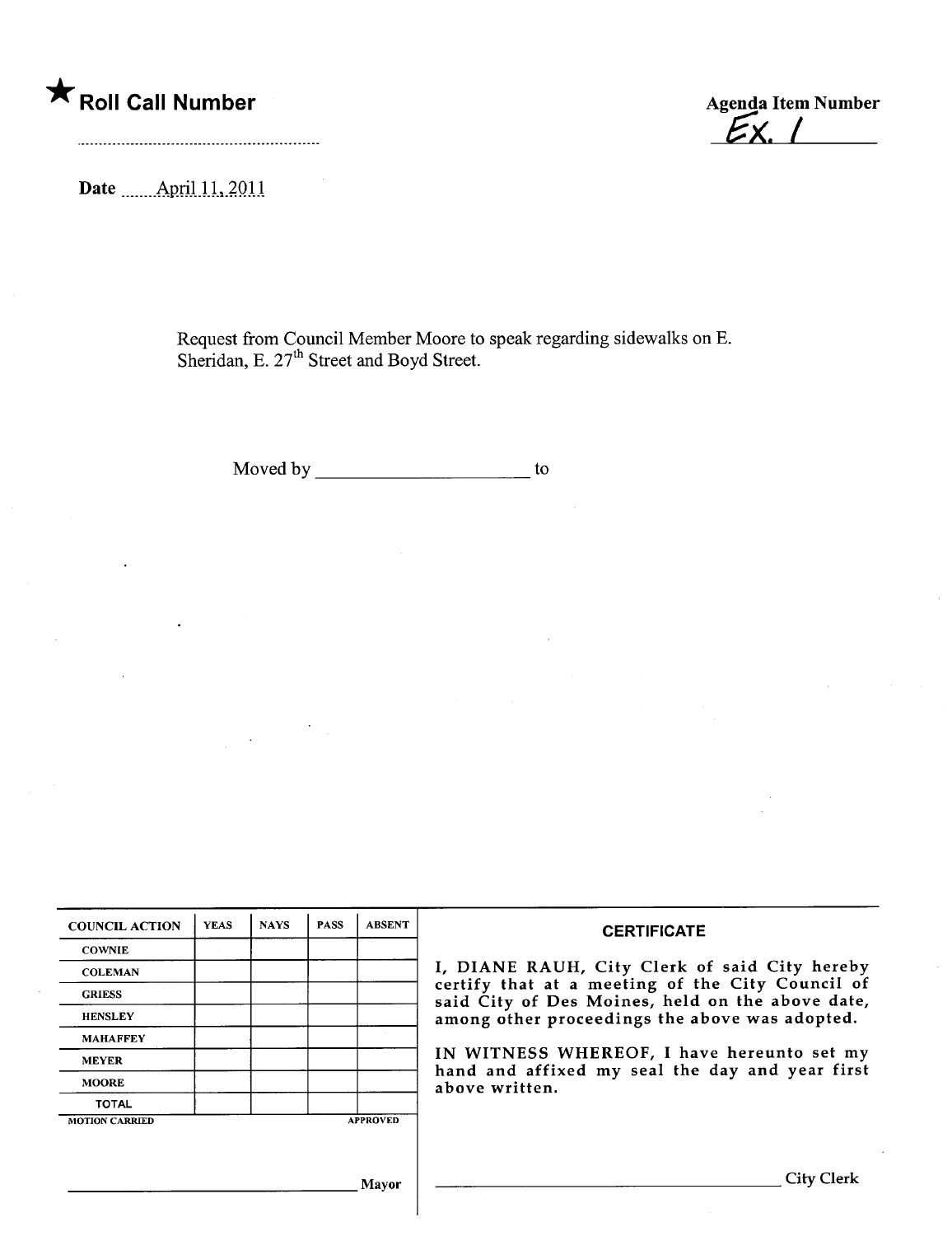★ **Roll Call Number**

..............................................................

**Agenda Item Number**
Ex. 1

**Date** April 11, 2011

Request from Council Member Moore to speak regarding sidewalks on E. Sheridan, E. 27th Street and Boyd Street.

Moved by ______________________ to

| COUNCIL ACTION | YEAS | NAYS | PASS | ABSENT |
|---|---|---|---|---|
| COWNIE | | | | |
| COLEMAN | | | | |
| GRIESS | | | | |
| HENSLEY | | | | |
| MAHAFFEY | | | | |
| MEYER | | | | |
| MOORE | | | | |
| TOTAL | | | | |

MOTION CARRIED APPROVED

______________________________ Mayor

**CERTIFICATE**

I, DIANE RAUH, City Clerk of said City hereby certify that at a meeting of the City Council of said City of Des Moines, held on the above date, among other proceedings the above was adopted.

IN WITNESS WHEREOF, I have hereunto set my hand and affixed my seal the day and year first above written.

______________________________ City Clerk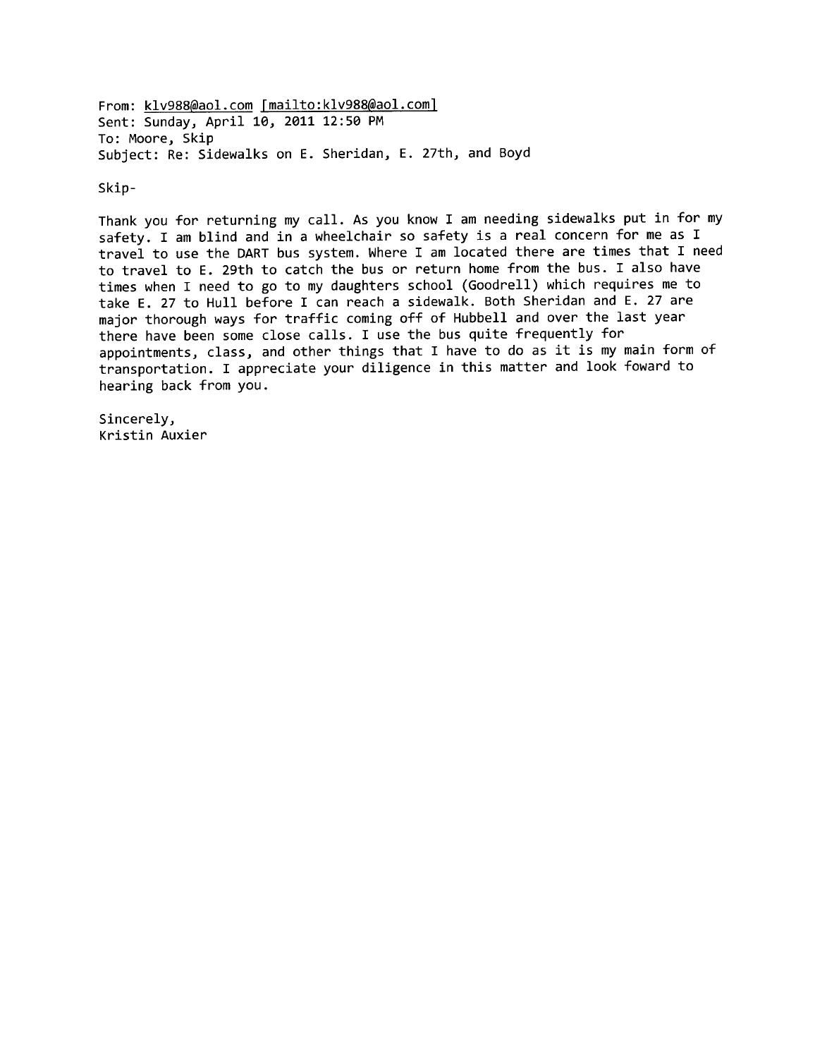From: klv988@aol.com [mailto:klv988@aol.com]
Sent: Sunday, April 10, 2011 12:50 PM
To: Moore, Skip
Subject: Re: Sidewalks on E. Sheridan, E. 27th, and Boyd

Skip-

Thank you for returning my call. As you know I am needing sidewalks put in for my safety. I am blind and in a wheelchair so safety is a real concern for me as I travel to use the DART bus system. Where I am located there are times that I need to travel to E. 29th to catch the bus or return home from the bus. I also have times when I need to go to my daughters school (Goodrell) which requires me to take E. 27 to Hull before I can reach a sidewalk. Both Sheridan and E. 27 are major thorough ways for traffic coming off of Hubbell and over the last year there have been some close calls. I use the bus quite frequently for appointments, class, and other things that I have to do as it is my main form of transportation. I appreciate your diligence in this matter and look foward to hearing back from you.

Sincerely,
Kristin Auxier